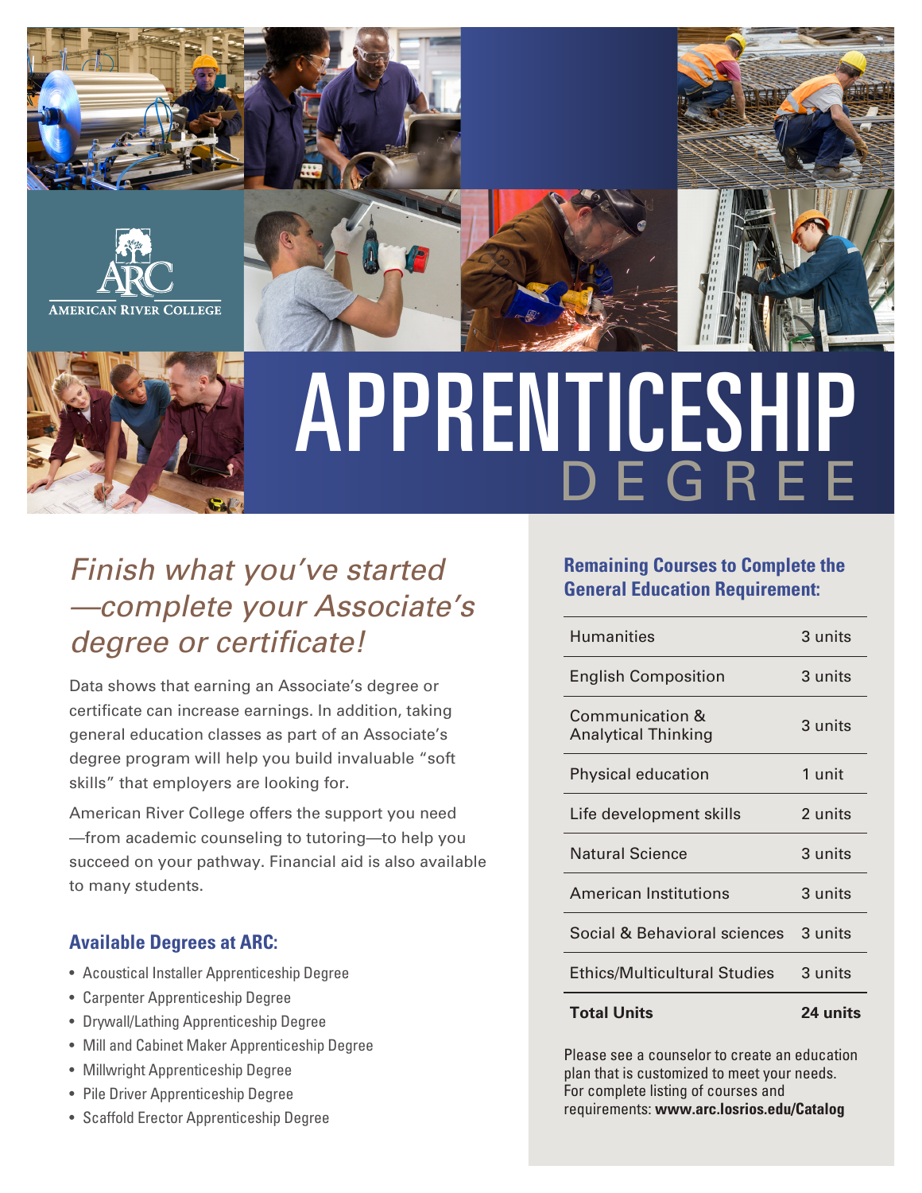AMERICAN RIVER COLLEGE

# APPRENTICESHIP DEGREE

## *Finish what you've started—complete your Associate's degree or certificate!*

Data shows that earning an Associate's degree or certificate can increase earnings. In addition, taking general education classes as part of an Associate's degree program will help you build invaluable "soft skills" that employers are looking for.

American River College offers the support you need—from academic counseling to tutoring—to help you succeed on your pathway. Financial aid is also available to many students.

### Available Degrees at ARC:

- Acoustical Installer Apprenticeship Degree
- Carpenter Apprenticeship Degree
- Drywall/Lathing Apprenticeship Degree
- Mill and Cabinet Maker Apprenticeship Degree
- Millwright Apprenticeship Degree
- Pile Driver Apprenticeship Degree
- Scaffold Erector Apprenticeship Degree

### Remaining Courses to Complete the General Education Requirement:

| Course | Units |
|---|---|
| Humanities | 3 units |
| English Composition | 3 units |
| Communication & Analytical Thinking | 3 units |
| Physical education | 1 unit |
| Life development skills | 2 units |
| Natural Science | 3 units |
| American Institutions | 3 units |
| Social & Behavioral sciences | 3 units |
| Ethics/Multicultural Studies | 3 units |
| **Total Units** | **24 units** |

Please see a counselor to create an education plan that is customized to meet your needs. For complete listing of courses and requirements: **www.arc.losrios.edu/Catalog**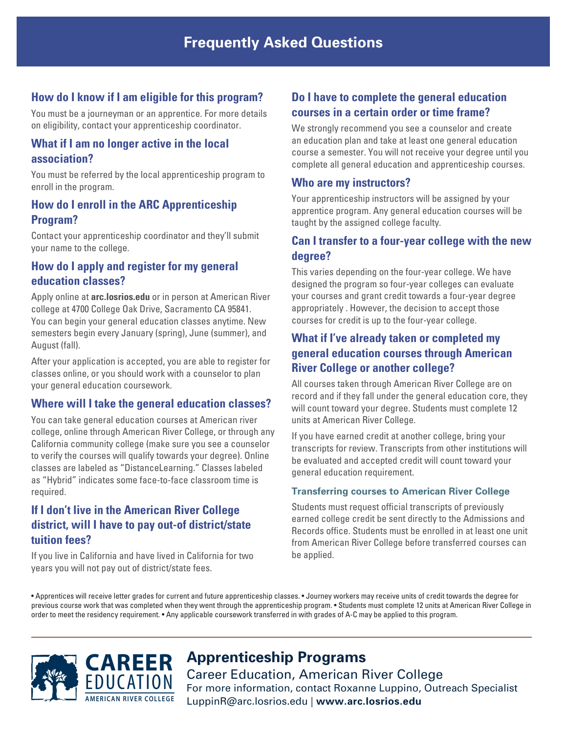# Frequently Asked Questions

### How do I know if I am eligible for this program?

You must be a journeyman or an apprentice. For more details on eligibility, contact your apprenticeship coordinator.

### What if I am no longer active in the local association?

You must be referred by the local apprenticeship program to enroll in the program.

### How do I enroll in the ARC Apprenticeship Program?

Contact your apprenticeship coordinator and they'll submit your name to the college.

### How do I apply and register for my general education classes?

Apply online at **arc.losrios.edu** or in person at American River college at 4700 College Oak Drive, Sacramento CA 95841. You can begin your general education classes anytime. New semesters begin every January (spring), June (summer), and August (fall).

After your application is accepted, you are able to register for classes online, or you should work with a counselor to plan your general education coursework.

### Where will I take the general education classes?

You can take general education courses at American river college, online through American River College, or through any California community college (make sure you see a counselor to verify the courses will qualify towards your degree). Online classes are labeled as "DistanceLearning." Classes labeled as "Hybrid" indicates some face-to-face classroom time is required.

### If I don't live in the American River College district, will I have to pay out-of district/state tuition fees?

If you live in California and have lived in California for two years you will not pay out of district/state fees.

### Do I have to complete the general education courses in a certain order or time frame?

We strongly recommend you see a counselor and create an education plan and take at least one general education course a semester. You will not receive your degree until you complete all general education and apprenticeship courses.

### Who are my instructors?

Your apprenticeship instructors will be assigned by your apprentice program. Any general education courses will be taught by the assigned college faculty.

### Can I transfer to a four-year college with the new degree?

This varies depending on the four-year college. We have designed the program so four-year colleges can evaluate your courses and grant credit towards a four-year degree appropriately . However, the decision to accept those courses for credit is up to the four-year college.

### What if I've already taken or completed my general education courses through American River College or another college?

All courses taken through American River College are on record and if they fall under the general education core, they will count toward your degree. Students must complete 12 units at American River College.

If you have earned credit at another college, bring your transcripts for review. Transcripts from other institutions will be evaluated and accepted credit will count toward your general education requirement.

#### Transferring courses to American River College

Students must request official transcripts of previously earned college credit be sent directly to the Admissions and Records office. Students must be enrolled in at least one unit from American River College before transferred courses can be applied.

• Apprentices will receive letter grades for current and future apprenticeship classes. • Journey workers may receive units of credit towards the degree for previous course work that was completed when they went through the apprenticeship program. • Students must complete 12 units at American River College in order to meet the residency requirement. • Any applicable coursework transferred in with grades of A-C may be applied to this program.

CAREER EDUCATION
AMERICAN RIVER COLLEGE

## Apprenticeship Programs

Career Education, American River College

For more information, contact Roxanne Luppino, Outreach Specialist

LuppinR@arc.losrios.edu | **www.arc.losrios.edu**